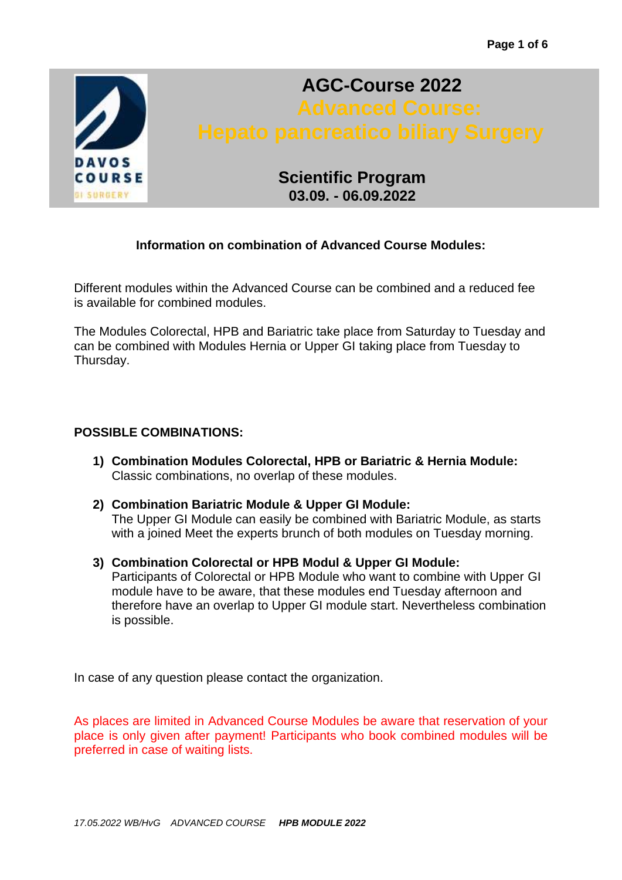# AGC-Course 2022

## Advanced Course: Hepato pancreatico biliary Surgery

## Scientific Program
**03.09. - 06.09.2022**

### Information on combination of Advanced Course Modules:

Different modules within the Advanced Course can be combined and a reduced fee is available for combined modules.

The Modules Colorectal, HPB and Bariatric take place from Saturday to Tuesday and can be combined with Modules Hernia or Upper GI taking place from Tuesday to Thursday.

**POSSIBLE COMBINATIONS:**

1) **Combination Modules Colorectal, HPB or Bariatric & Hernia Module:** Classic combinations, no overlap of these modules.

2) **Combination Bariatric Module & Upper GI Module:** The Upper GI Module can easily be combined with Bariatric Module, as starts with a joined Meet the experts brunch of both modules on Tuesday morning.

3) **Combination Colorectal or HPB Modul & Upper GI Module:** Participants of Colorectal or HPB Module who want to combine with Upper GI module have to be aware, that these modules end Tuesday afternoon and therefore have an overlap to Upper GI module start. Nevertheless combination is possible.

In case of any question please contact the organization.

As places are limited in Advanced Course Modules be aware that reservation of your place is only given after payment! Participants who book combined modules will be preferred in case of waiting lists.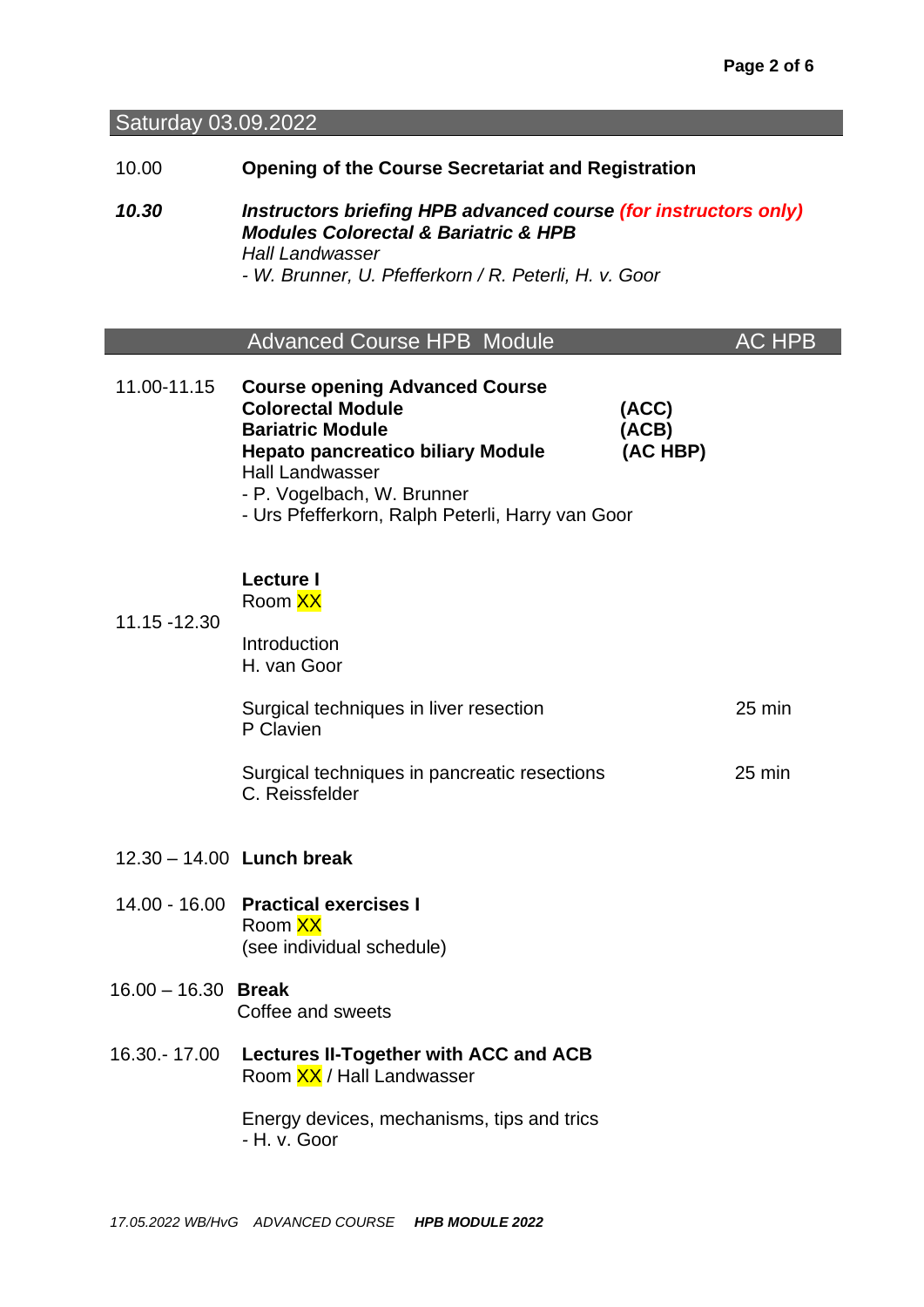## Saturday 03.09.2022

10.00 **Opening of the Course Secretariat and Registration**

***10.30*** ***Instructors briefing HPB advanced course (for instructors only)***
***Modules Colorectal & Bariatric & HPB***
*Hall Landwasser*
*- W. Brunner, U. Pfefferkorn / R. Peterli, H. v. Goor*

## Advanced Course HPB Module — AC HPB

11.00-11.15 **Course opening Advanced Course**
**Colorectal Module (ACC)**
**Bariatric Module (ACB)**
**Hepato pancreatico biliary Module (AC HBP)**
Hall Landwasser
- P. Vogelbach, W. Brunner
- Urs Pfefferkorn, Ralph Peterli, Harry van Goor

11.15 -12.30 **Lecture I**
Room XX

Introduction
H. van Goor

Surgical techniques in liver resection — 25 min
P Clavien

Surgical techniques in pancreatic resections — 25 min
C. Reissfelder

12.30 – 14.00 **Lunch break**

14.00 - 16.00 **Practical exercises I**
Room XX
(see individual schedule)

16.00 – 16.30 **Break**
Coffee and sweets

16.30.- 17.00 **Lectures II-Together with ACC and ACB**
Room XX / Hall Landwasser

Energy devices, mechanisms, tips and trics
- H. v. Goor

*17.05.2022 WB/HvG ADVANCED COURSE* ***HPB MODULE 2022***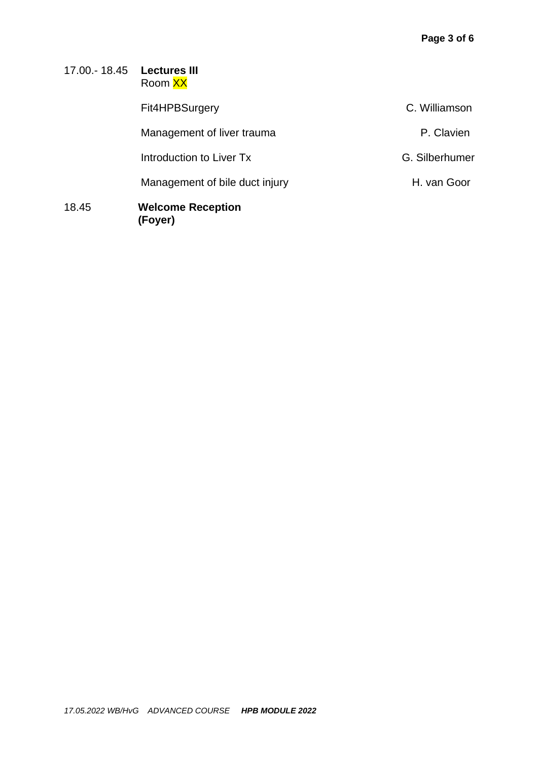| | | |
|---|---|---|
| 17.00.- 18.45 | **Lectures III** Room XX | |
| | Fit4HPBSurgery | C. Williamson |
| | Management of liver trauma | P. Clavien |
| | Introduction to Liver Tx | G. Silberhumer |
| | Management of bile duct injury | H. van Goor |
| 18.45 | **Welcome Reception (Foyer)** | |

*17.05.2022 WB/HvG ADVANCED COURSE* ***HPB MODULE 2022***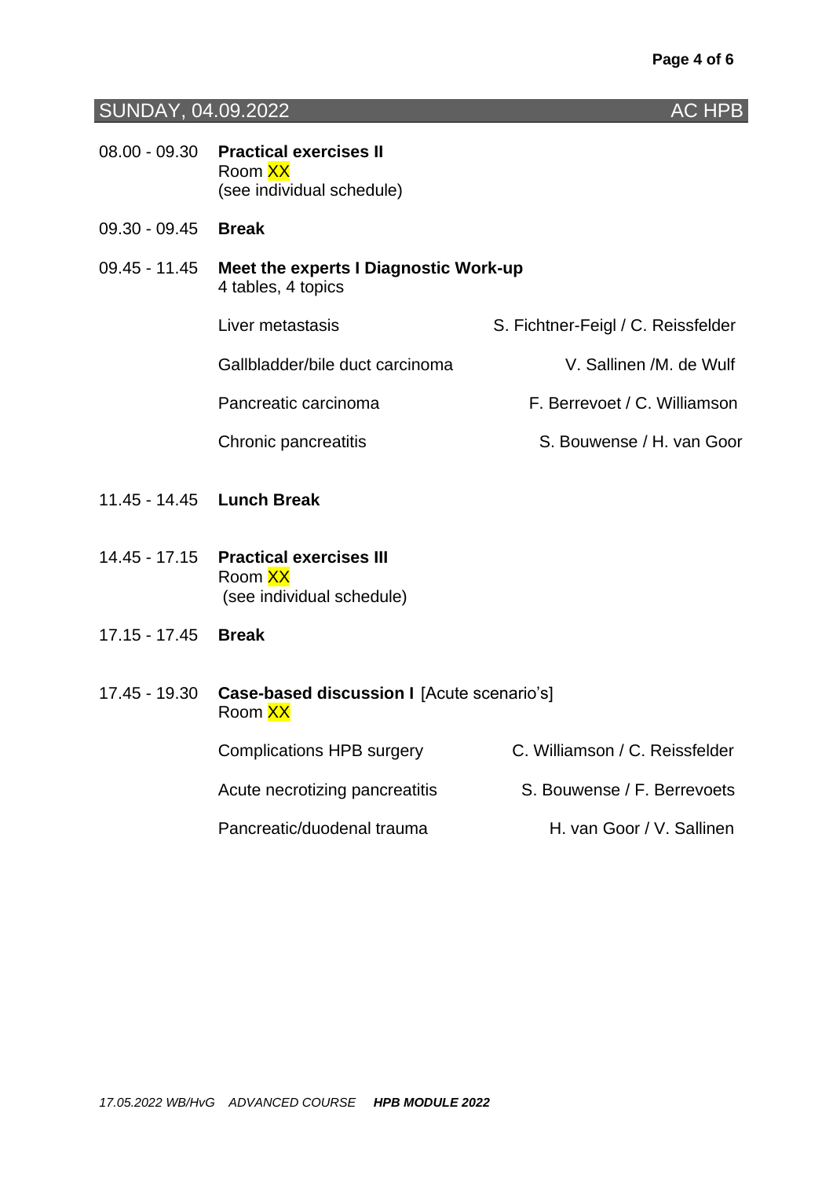## SUNDAY, 04.09.2022 — AC HPB

**08.00 - 09.30** **Practical exercises II**
Room XX
(see individual schedule)

**09.30 - 09.45** **Break**

**09.45 - 11.45** **Meet the experts I Diagnostic Work-up**
4 tables, 4 topics

| Topic | Experts |
|---|---|
| Liver metastasis | S. Fichtner-Feigl / C. Reissfelder |
| Gallbladder/bile duct carcinoma | V. Sallinen /M. de Wulf |
| Pancreatic carcinoma | F. Berrevoet / C. Williamson |
| Chronic pancreatitis | S. Bouwense / H. van Goor |

**11.45 - 14.45** **Lunch Break**

**14.45 - 17.15** **Practical exercises III**
Room XX
(see individual schedule)

**17.15 - 17.45** **Break**

**17.45 - 19.30** **Case-based discussion I** [Acute scenario's]
Room XX

| Topic | Experts |
|---|---|
| Complications HPB surgery | C. Williamson / C. Reissfelder |
| Acute necrotizing pancreatitis | S. Bouwense / F. Berrevoets |
| Pancreatic/duodenal trauma | H. van Goor / V. Sallinen |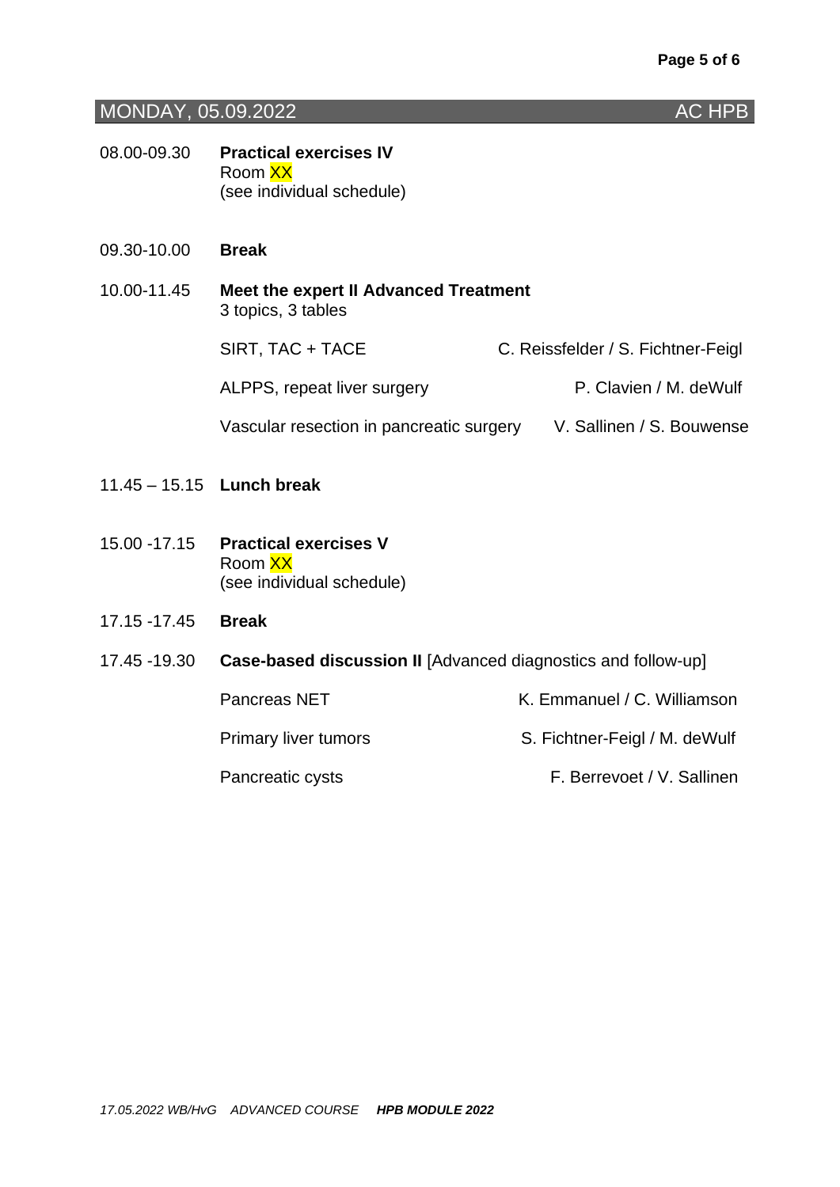## MONDAY, 05.09.2022 AC HPB

**08.00-09.30** **Practical exercises IV**
Room XX
(see individual schedule)

**09.30-10.00** **Break**

**10.00-11.45** **Meet the expert II Advanced Treatment**
3 topics, 3 tables

| Topic | Experts |
|---|---|
| SIRT, TAC + TACE | C. Reissfelder / S. Fichtner-Feigl |
| ALPPS, repeat liver surgery | P. Clavien / M. deWulf |
| Vascular resection in pancreatic surgery | V. Sallinen / S. Bouwense |

**11.45 – 15.15** **Lunch break**

**15.00 -17.15** **Practical exercises V**
Room XX
(see individual schedule)

**17.15 -17.45** **Break**

**17.45 -19.30** **Case-based discussion II** [Advanced diagnostics and follow-up]

| Topic | Experts |
|---|---|
| Pancreas NET | K. Emmanuel / C. Williamson |
| Primary liver tumors | S. Fichtner-Feigl / M. deWulf |
| Pancreatic cysts | F. Berrevoet / V. Sallinen |

*17.05.2022 WB/HvG ADVANCED COURSE* ***HPB MODULE 2022***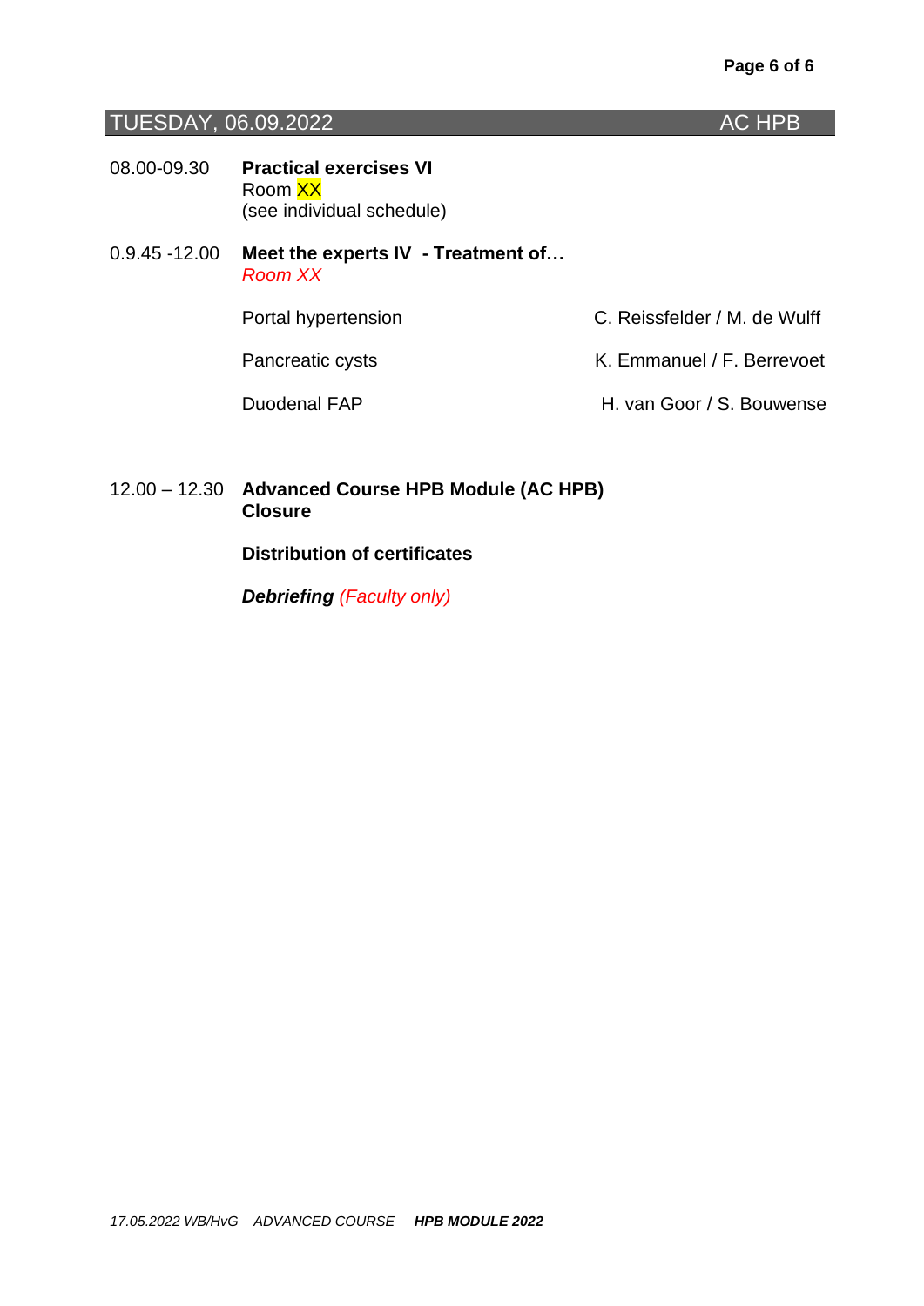## TUESDAY, 06.09.2022 AC HPB

08.00-09.30 **Practical exercises VI**
Room XX
(see individual schedule)

0.9.45 -12.00 **Meet the experts IV - Treatment of…**
*Room XX*

| | |
|---|---|
| Portal hypertension | C. Reissfelder / M. de Wulff |
| Pancreatic cysts | K. Emmanuel / F. Berrevoet |
| Duodenal FAP | H. van Goor / S. Bouwense |

12.00 – 12.30 **Advanced Course HPB Module (AC HPB) Closure**

**Distribution of certificates**

***Debriefing*** *(Faculty only)*

*17.05.2022 WB/HvG ADVANCED COURSE* ***HPB MODULE 2022***